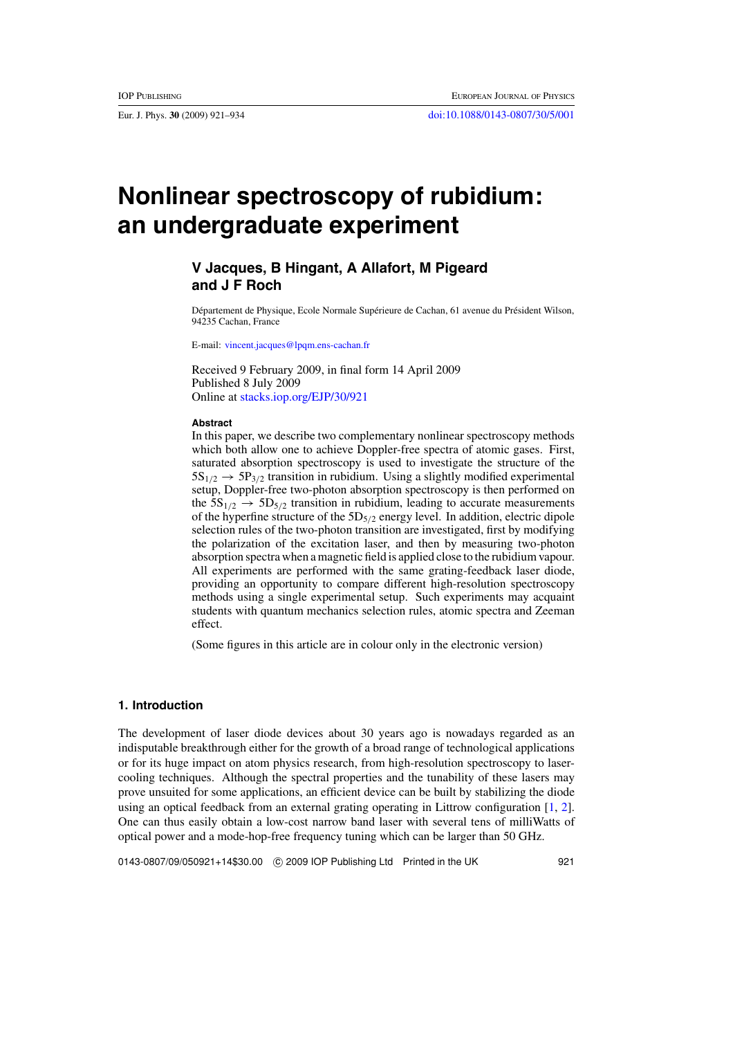# Nonlinear spectroscopy of rubidium: an undergraduate experiment

**V Jacques, B Hingant, A Allafort, M Pigeard and J F Roch**

Département de Physique, Ecole Normale Supérieure de Cachan, 61 avenue du Président Wilson, 94235 Cachan, France

E-mail: vincent.jacques@lpqm.ens-cachan.fr

Received 9 February 2009, in final form 14 April 2009
Published 8 July 2009
Online at stacks.iop.org/EJP/30/921

### Abstract

In this paper, we describe two complementary nonlinear spectroscopy methods which both allow one to achieve Doppler-free spectra of atomic gases. First, saturated absorption spectroscopy is used to investigate the structure of the $5S_{1/2} \rightarrow 5P_{3/2}$ transition in rubidium. Using a slightly modified experimental setup, Doppler-free two-photon absorption spectroscopy is then performed on the $5S_{1/2} \rightarrow 5D_{5/2}$ transition in rubidium, leading to accurate measurements of the hyperfine structure of the $5D_{5/2}$ energy level. In addition, electric dipole selection rules of the two-photon transition are investigated, first by modifying the polarization of the excitation laser, and then by measuring two-photon absorption spectra when a magnetic field is applied close to the rubidium vapour. All experiments are performed with the same grating-feedback laser diode, providing an opportunity to compare different high-resolution spectroscopy methods using a single experimental setup. Such experiments may acquaint students with quantum mechanics selection rules, atomic spectra and Zeeman effect.

(Some figures in this article are in colour only in the electronic version)

## 1. Introduction

The development of laser diode devices about 30 years ago is nowadays regarded as an indisputable breakthrough either for the growth of a broad range of technological applications or for its huge impact on atom physics research, from high-resolution spectroscopy to laser-cooling techniques. Although the spectral properties and the tunability of these lasers may prove unsuited for some applications, an efficient device can be built by stabilizing the diode using an optical feedback from an external grating operating in Littrow configuration [1, 2]. One can thus easily obtain a low-cost narrow band laser with several tens of milliWatts of optical power and a mode-hop-free frequency tuning which can be larger than 50 GHz.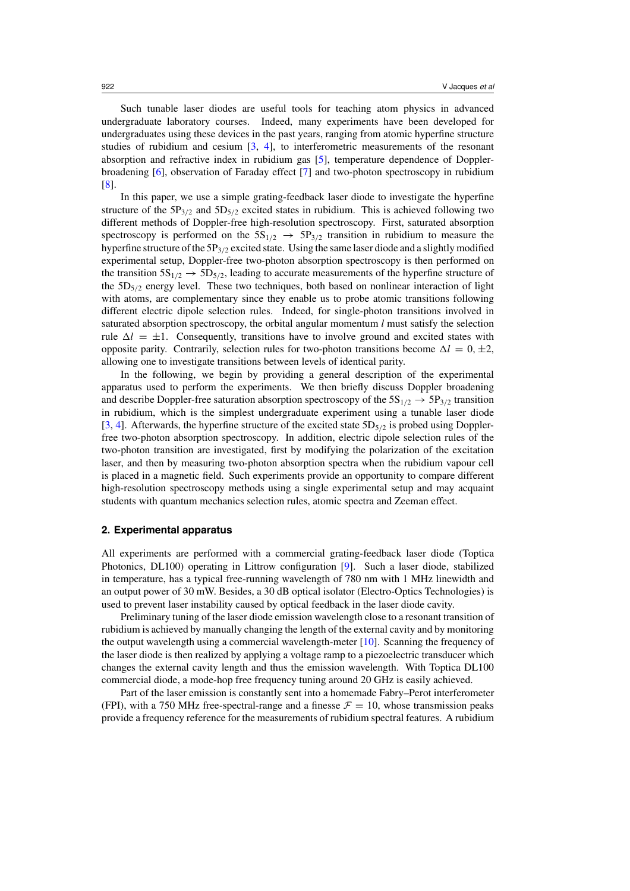Such tunable laser diodes are useful tools for teaching atom physics in advanced undergraduate laboratory courses. Indeed, many experiments have been developed for undergraduates using these devices in the past years, ranging from atomic hyperfine structure studies of rubidium and cesium [3, 4], to interferometric measurements of the resonant absorption and refractive index in rubidium gas [5], temperature dependence of Doppler-broadening [6], observation of Faraday effect [7] and two-photon spectroscopy in rubidium [8].

In this paper, we use a simple grating-feedback laser diode to investigate the hyperfine structure of the $5P_{3/2}$ and $5D_{5/2}$ excited states in rubidium. This is achieved following two different methods of Doppler-free high-resolution spectroscopy. First, saturated absorption spectroscopy is performed on the $5S_{1/2} \rightarrow 5P_{3/2}$ transition in rubidium to measure the hyperfine structure of the $5P_{3/2}$ excited state. Using the same laser diode and a slightly modified experimental setup, Doppler-free two-photon absorption spectroscopy is then performed on the transition $5S_{1/2} \rightarrow 5D_{5/2}$, leading to accurate measurements of the hyperfine structure of the $5D_{5/2}$ energy level. These two techniques, both based on nonlinear interaction of light with atoms, are complementary since they enable us to probe atomic transitions following different electric dipole selection rules. Indeed, for single-photon transitions involved in saturated absorption spectroscopy, the orbital angular momentum $l$ must satisfy the selection rule $\Delta l = \pm 1$. Consequently, transitions have to involve ground and excited states with opposite parity. Contrarily, selection rules for two-photon transitions become $\Delta l = 0, \pm 2$, allowing one to investigate transitions between levels of identical parity.

In the following, we begin by providing a general description of the experimental apparatus used to perform the experiments. We then briefly discuss Doppler broadening and describe Doppler-free saturation absorption spectroscopy of the $5S_{1/2} \rightarrow 5P_{3/2}$ transition in rubidium, which is the simplest undergraduate experiment using a tunable laser diode [3, 4]. Afterwards, the hyperfine structure of the excited state $5D_{5/2}$ is probed using Doppler-free two-photon absorption spectroscopy. In addition, electric dipole selection rules of the two-photon transition are investigated, first by modifying the polarization of the excitation laser, and then by measuring two-photon absorption spectra when the rubidium vapour cell is placed in a magnetic field. Such experiments provide an opportunity to compare different high-resolution spectroscopy methods using a single experimental setup and may acquaint students with quantum mechanics selection rules, atomic spectra and Zeeman effect.

## 2. Experimental apparatus

All experiments are performed with a commercial grating-feedback laser diode (Toptica Photonics, DL100) operating in Littrow configuration [9]. Such a laser diode, stabilized in temperature, has a typical free-running wavelength of 780 nm with 1 MHz linewidth and an output power of 30 mW. Besides, a 30 dB optical isolator (Electro-Optics Technologies) is used to prevent laser instability caused by optical feedback in the laser diode cavity.

Preliminary tuning of the laser diode emission wavelength close to a resonant transition of rubidium is achieved by manually changing the length of the external cavity and by monitoring the output wavelength using a commercial wavelength-meter [10]. Scanning the frequency of the laser diode is then realized by applying a voltage ramp to a piezoelectric transducer which changes the external cavity length and thus the emission wavelength. With Toptica DL100 commercial diode, a mode-hop free frequency tuning around 20 GHz is easily achieved.

Part of the laser emission is constantly sent into a homemade Fabry–Perot interferometer (FPI), with a 750 MHz free-spectral-range and a finesse $\mathcal{F} = 10$, whose transmission peaks provide a frequency reference for the measurements of rubidium spectral features. A rubidium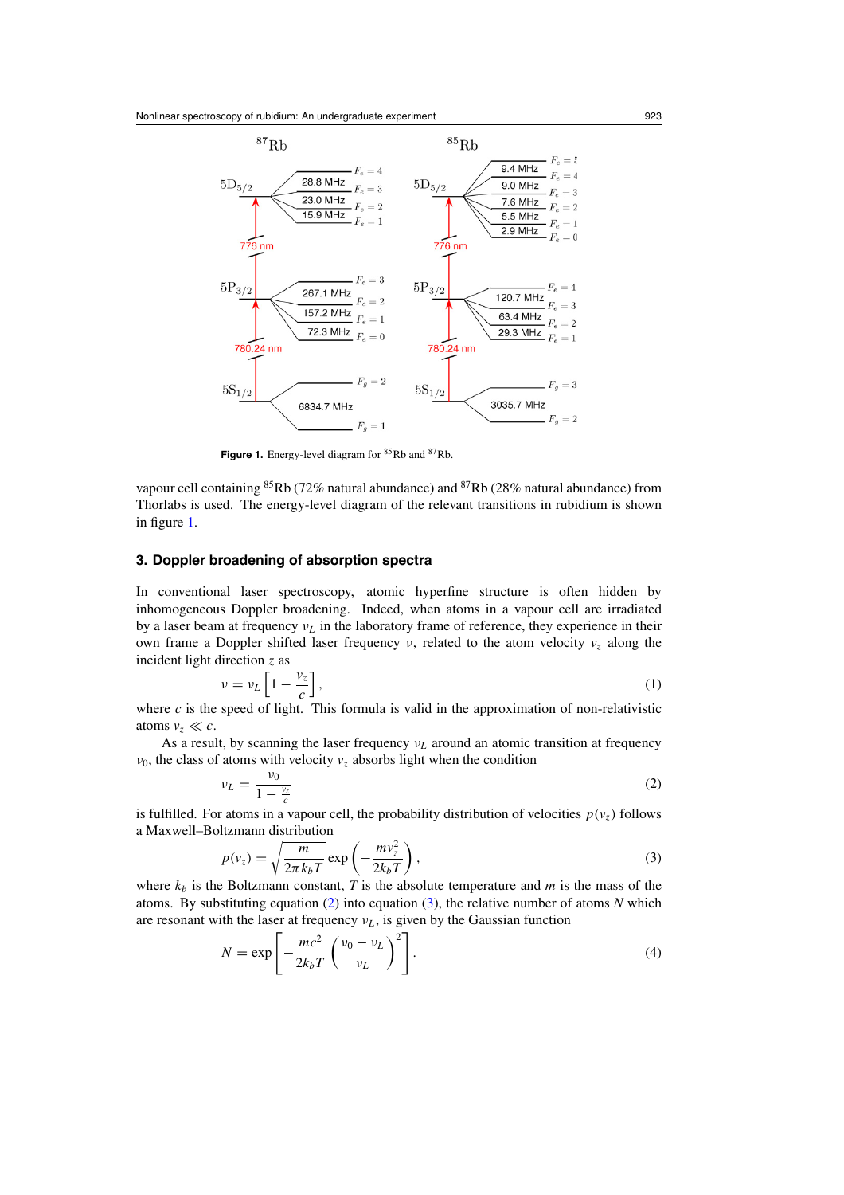$^{87}$Rb

5D$_{5/2}$

$F_e = 4$

28.8 MHz

$F_e = 3$

23.0 MHz

$F_e = 2$

15.9 MHz

$F_e = 1$

776 nm

5P$_{3/2}$

$F_e = 3$

267.1 MHz

$F_e = 2$

157.2 MHz

$F_e = 1$

72.3 MHz

$F_e = 0$

780.24 nm

5S$_{1/2}$

$F_g = 2$

6834.7 MHz

$F_g = 1$

$^{85}$Rb

5D$_{5/2}$

$F_e = 5$

9.4 MHz

$F_e = 4$

9.0 MHz

$F_e = 3$

7.6 MHz

$F_e = 2$

5.5 MHz

$F_e = 1$

2.9 MHz

$F_e = 0$

776 nm

5P$_{3/2}$

$F_e = 4$

120.7 MHz

$F_e = 3$

63.4 MHz

$F_e = 2$

29.3 MHz

$F_e = 1$

780.24 nm

5S$_{1/2}$

$F_g = 3$

3035.7 MHz

$F_g = 2$

**Figure 1.** Energy-level diagram for $^{85}$Rb and $^{87}$Rb.

vapour cell containing $^{85}$Rb (72% natural abundance) and $^{87}$Rb (28% natural abundance) from Thorlabs is used. The energy-level diagram of the relevant transitions in rubidium is shown in figure 1.

## 3. Doppler broadening of absorption spectra

In conventional laser spectroscopy, atomic hyperfine structure is often hidden by inhomogeneous Doppler broadening. Indeed, when atoms in a vapour cell are irradiated by a laser beam at frequency $\nu_L$ in the laboratory frame of reference, they experience in their own frame a Doppler shifted laser frequency $\nu$, related to the atom velocity $v_z$ along the incident light direction $z$ as

$$\nu = \nu_L \left[1 - \frac{v_z}{c}\right], \tag{1}$$

where $c$ is the speed of light. This formula is valid in the approximation of non-relativistic atoms $v_z \ll c$.

As a result, by scanning the laser frequency $\nu_L$ around an atomic transition at frequency $\nu_0$, the class of atoms with velocity $v_z$ absorbs light when the condition

$$\nu_L = \frac{\nu_0}{1 - \frac{v_z}{c}} \tag{2}$$

is fulfilled. For atoms in a vapour cell, the probability distribution of velocities $p(v_z)$ follows a Maxwell–Boltzmann distribution

$$p(v_z) = \sqrt{\frac{m}{2\pi k_b T}} \exp\left(-\frac{m v_z^2}{2 k_b T}\right), \tag{3}$$

where $k_b$ is the Boltzmann constant, $T$ is the absolute temperature and $m$ is the mass of the atoms. By substituting equation (2) into equation (3), the relative number of atoms $N$ which are resonant with the laser at frequency $\nu_L$, is given by the Gaussian function

$$N = \exp\left[-\frac{mc^2}{2k_b T}\left(\frac{\nu_0 - \nu_L}{\nu_L}\right)^2\right]. \tag{4}$$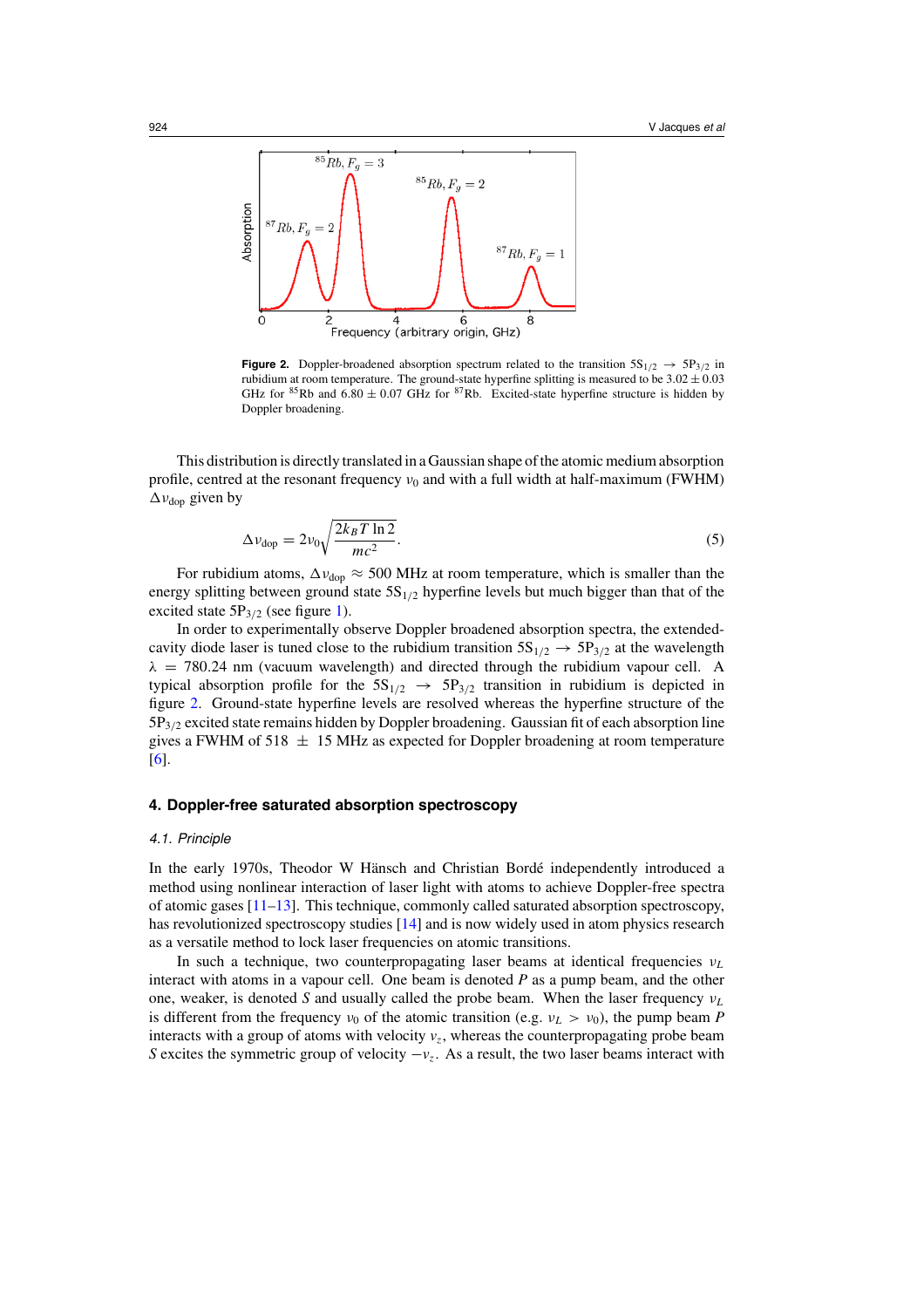$^{85}Rb, F_g = 3$

$^{85}Rb, F_g = 2$

$^{87}Rb, F_g = 2$

$^{87}Rb, F_g = 1$

Absorption

0 2 4 6 8

Frequency (arbitrary origin, GHz)

**Figure 2.** Doppler-broadened absorption spectrum related to the transition $5S_{1/2} \rightarrow 5P_{3/2}$ in rubidium at room temperature. The ground-state hyperfine splitting is measured to be $3.02 \pm 0.03$ GHz for $^{85}$Rb and $6.80 \pm 0.07$ GHz for $^{87}$Rb. Excited-state hyperfine structure is hidden by Doppler broadening.

This distribution is directly translated in a Gaussian shape of the atomic medium absorption profile, centred at the resonant frequency $\nu_0$ and with a full width at half-maximum (FWHM) $\Delta\nu_{\text{dop}}$ given by

$$\Delta\nu_{\text{dop}} = 2\nu_0\sqrt{\frac{2k_B T \ln 2}{mc^2}}. \tag{5}$$

For rubidium atoms, $\Delta\nu_{\text{dop}} \approx 500$ MHz at room temperature, which is smaller than the energy splitting between ground state $5S_{1/2}$ hyperfine levels but much bigger than that of the excited state $5P_{3/2}$ (see figure 1).

In order to experimentally observe Doppler broadened absorption spectra, the extended-cavity diode laser is tuned close to the rubidium transition $5S_{1/2} \rightarrow 5P_{3/2}$ at the wavelength $\lambda = 780.24$ nm (vacuum wavelength) and directed through the rubidium vapour cell. A typical absorption profile for the $5S_{1/2} \rightarrow 5P_{3/2}$ transition in rubidium is depicted in figure 2. Ground-state hyperfine levels are resolved whereas the hyperfine structure of the $5P_{3/2}$ excited state remains hidden by Doppler broadening. Gaussian fit of each absorption line gives a FWHM of $518 \pm 15$ MHz as expected for Doppler broadening at room temperature [6].

## 4. Doppler-free saturated absorption spectroscopy

### *4.1. Principle*

In the early 1970s, Theodor W Hänsch and Christian Bordé independently introduced a method using nonlinear interaction of laser light with atoms to achieve Doppler-free spectra of atomic gases [11–13]. This technique, commonly called saturated absorption spectroscopy, has revolutionized spectroscopy studies [14] and is now widely used in atom physics research as a versatile method to lock laser frequencies on atomic transitions.

In such a technique, two counterpropagating laser beams at identical frequencies $\nu_L$ interact with atoms in a vapour cell. One beam is denoted $P$ as a pump beam, and the other one, weaker, is denoted $S$ and usually called the probe beam. When the laser frequency $\nu_L$ is different from the frequency $\nu_0$ of the atomic transition (e.g. $\nu_L > \nu_0$), the pump beam $P$ interacts with a group of atoms with velocity $v_z$, whereas the counterpropagating probe beam $S$ excites the symmetric group of velocity $-v_z$. As a result, the two laser beams interact with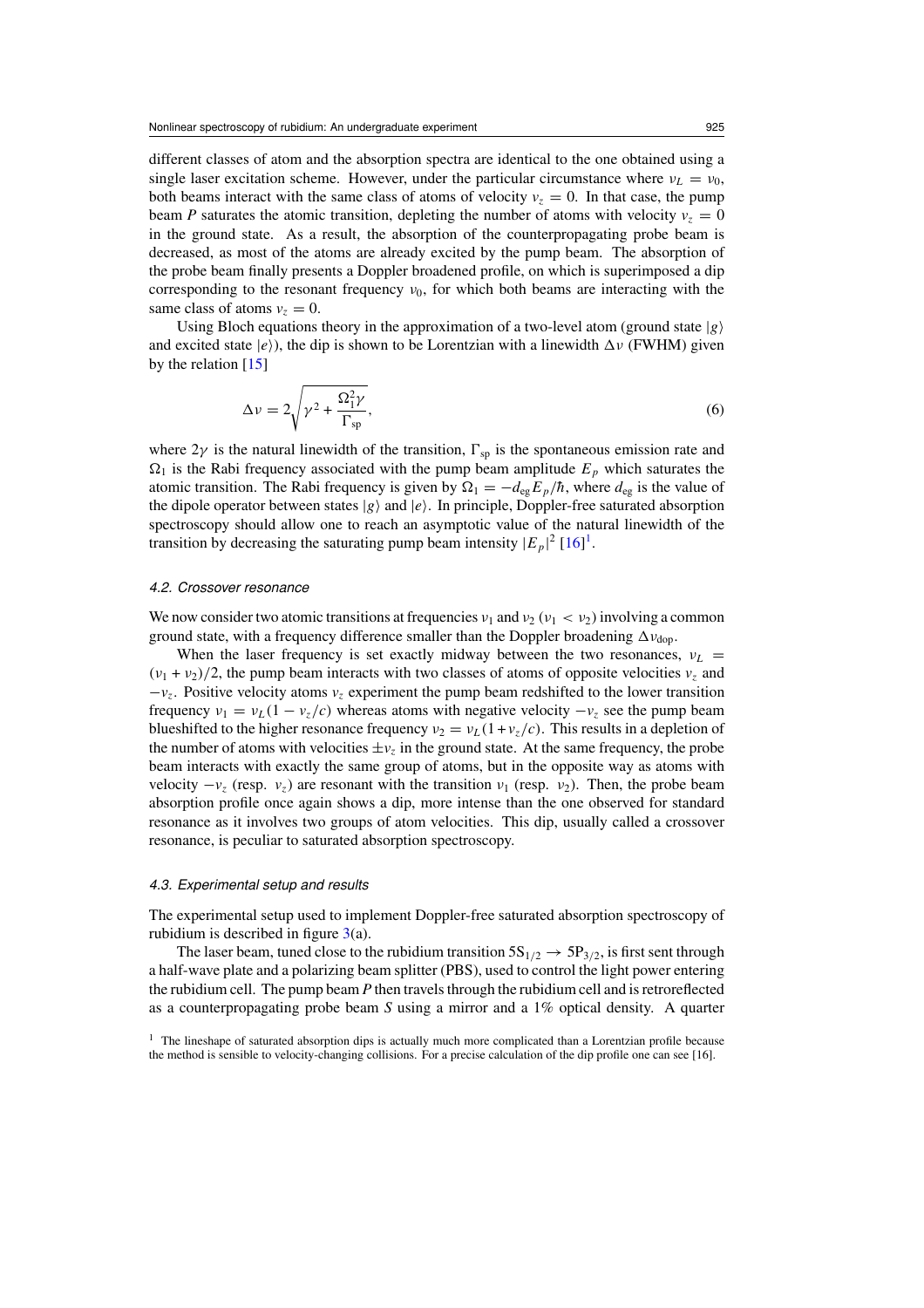different classes of atom and the absorption spectra are identical to the one obtained using a single laser excitation scheme. However, under the particular circumstance where $\nu_L = \nu_0$, both beams interact with the same class of atoms of velocity $v_z = 0$. In that case, the pump beam $P$ saturates the atomic transition, depleting the number of atoms with velocity $v_z = 0$ in the ground state. As a result, the absorption of the counterpropagating probe beam is decreased, as most of the atoms are already excited by the pump beam. The absorption of the probe beam finally presents a Doppler broadened profile, on which is superimposed a dip corresponding to the resonant frequency $\nu_0$, for which both beams are interacting with the same class of atoms $v_z = 0$.

Using Bloch equations theory in the approximation of a two-level atom (ground state $|g\rangle$ and excited state $|e\rangle$), the dip is shown to be Lorentzian with a linewidth $\Delta\nu$ (FWHM) given by the relation [15]

$$\Delta\nu = 2\sqrt{\gamma^2 + \frac{\Omega_1^2 \gamma}{\Gamma_{\mathrm{sp}}}}, \tag{6}$$

where $2\gamma$ is the natural linewidth of the transition, $\Gamma_{\mathrm{sp}}$ is the spontaneous emission rate and $\Omega_1$ is the Rabi frequency associated with the pump beam amplitude $E_p$ which saturates the atomic transition. The Rabi frequency is given by $\Omega_1 = -d_{\mathrm{eg}} E_p/\hbar$, where $d_{\mathrm{eg}}$ is the value of the dipole operator between states $|g\rangle$ and $|e\rangle$. In principle, Doppler-free saturated absorption spectroscopy should allow one to reach an asymptotic value of the natural linewidth of the transition by decreasing the saturating pump beam intensity $|E_p|^2$ [16][1].

#### 4.2. Crossover resonance

We now consider two atomic transitions at frequencies $\nu_1$ and $\nu_2$ ($\nu_1 < \nu_2$) involving a common ground state, with a frequency difference smaller than the Doppler broadening $\Delta\nu_{\mathrm{dop}}$.

When the laser frequency is set exactly midway between the two resonances, $\nu_L = (\nu_1 + \nu_2)/2$, the pump beam interacts with two classes of atoms of opposite velocities $v_z$ and $-v_z$. Positive velocity atoms $v_z$ experiment the pump beam redshifted to the lower transition frequency $\nu_1 = \nu_L(1 - v_z/c)$ whereas atoms with negative velocity $-v_z$ see the pump beam blueshifted to the higher resonance frequency $\nu_2 = \nu_L(1 + v_z/c)$. This results in a depletion of the number of atoms with velocities $\pm v_z$ in the ground state. At the same frequency, the probe beam interacts with exactly the same group of atoms, but in the opposite way as atoms with velocity $-v_z$ (resp. $v_z$) are resonant with the transition $\nu_1$ (resp. $\nu_2$). Then, the probe beam absorption profile once again shows a dip, more intense than the one observed for standard resonance as it involves two groups of atom velocities. This dip, usually called a crossover resonance, is peculiar to saturated absorption spectroscopy.

#### 4.3. Experimental setup and results

The experimental setup used to implement Doppler-free saturated absorption spectroscopy of rubidium is described in figure 3(a).

The laser beam, tuned close to the rubidium transition $5S_{1/2} \rightarrow 5P_{3/2}$, is first sent through a half-wave plate and a polarizing beam splitter (PBS), used to control the light power entering the rubidium cell. The pump beam $P$ then travels through the rubidium cell and is retroreflected as a counterpropagating probe beam $S$ using a mirror and a 1% optical density. A quarter

[1] The lineshape of saturated absorption dips is actually much more complicated than a Lorentzian profile because the method is sensible to velocity-changing collisions. For a precise calculation of the dip profile one can see [16].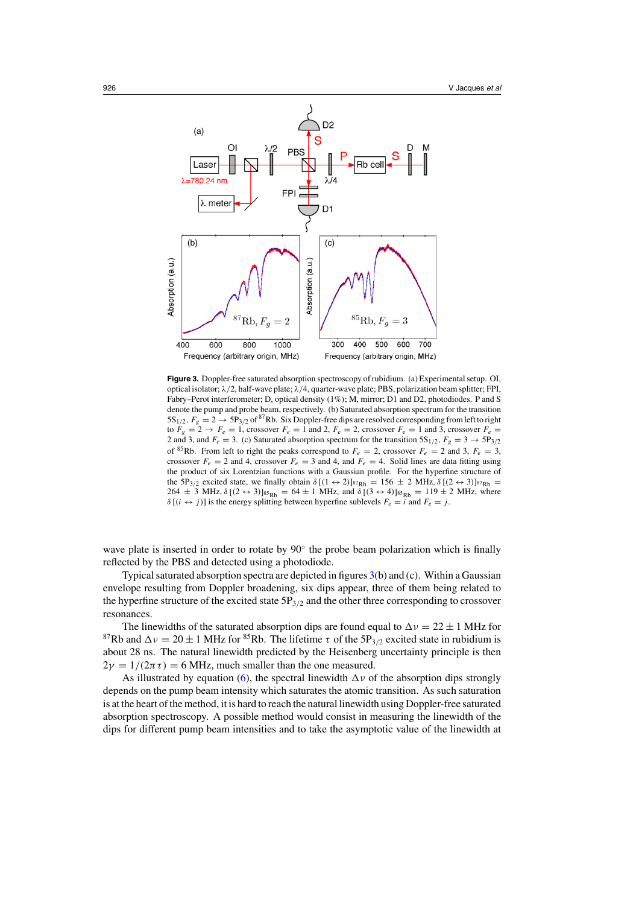(a)

OI λ/2 PBS D2 S P Rb cell S D M

Laser

λ=780.24 nm

λ meter

λ/4

FPI

D1

(b)

Absorption (a.u.)

$^{87}$Rb, $F_g = 2$

400 600 800 1000

Frequency (arbitrary origin, MHz)

(c)

Absorption (a.u.)

$^{85}$Rb, $F_g = 3$

300 400 500 600 700

Frequency (arbitrary origin, MHz)

**Figure 3.** Doppler-free saturated absorption spectroscopy of rubidium. (a) Experimental setup. OI, optical isolator; $\lambda/2$, half-wave plate; $\lambda/4$, quarter-wave plate; PBS, polarization beam splitter; FPI, Fabry–Perot interferometer; D, optical density (1%); M, mirror; D1 and D2, photodiodes. P and S denote the pump and probe beam, respectively. (b) Saturated absorption spectrum for the transition $5S_{1/2}$, $F_g = 2 \rightarrow 5P_{3/2}$ of $^{87}$Rb. Six Doppler-free dips are resolved corresponding from left to right to $F_g = 2 \rightarrow F_e = 1$, crossover $F_e = 1$ and 2, $F_e = 2$, crossover $F_e = 1$ and 3, crossover $F_e = 2$ and 3, and $F_e = 3$. (c) Saturated absorption spectrum for the transition $5S_{1/2}$, $F_g = 3 \rightarrow 5P_{3/2}$ of $^{85}$Rb. From left to right the peaks correspond to $F_e = 2$, crossover $F_e = 2$ and 3, $F_e = 3$, crossover $F_e = 2$ and 4, crossover $F_e = 3$ and 4, and $F_e = 4$. Solid lines are data fitting using the product of six Lorentzian functions with a Gaussian profile. For the hyperfine structure of the $5P_{3/2}$ excited state, we finally obtain $\delta\,[(1 \leftrightarrow 2)]_{^{87}\mathrm{Rb}} = 156 \pm 2$ MHz, $\delta\,[(2 \leftrightarrow 3)]_{^{87}\mathrm{Rb}} = 264 \pm 3$ MHz, $\delta\,[(2 \leftrightarrow 3)]_{^{85}\mathrm{Rb}} = 64 \pm 1$ MHz, and $\delta\,[(3 \leftrightarrow 4)]_{^{85}\mathrm{Rb}} = 119 \pm 2$ MHz, where $\delta\,[(i \leftrightarrow j)]$ is the energy splitting between hyperfine sublevels $F_e = i$ and $F_e = j$.

wave plate is inserted in order to rotate by 90° the probe beam polarization which is finally reflected by the PBS and detected using a photodiode.

Typical saturated absorption spectra are depicted in figures 3(b) and (c). Within a Gaussian envelope resulting from Doppler broadening, six dips appear, three of them being related to the hyperfine structure of the excited state $5P_{3/2}$ and the other three corresponding to crossover resonances.

The linewidths of the saturated absorption dips are found equal to $\Delta\nu = 22 \pm 1$ MHz for $^{87}$Rb and $\Delta\nu = 20 \pm 1$ MHz for $^{85}$Rb. The lifetime $\tau$ of the $5P_{3/2}$ excited state in rubidium is about 28 ns. The natural linewidth predicted by the Heisenberg uncertainty principle is then $2\gamma = 1/(2\pi\tau) = 6$ MHz, much smaller than the one measured.

As illustrated by equation (6), the spectral linewidth $\Delta\nu$ of the absorption dips strongly depends on the pump beam intensity which saturates the atomic transition. As such saturation is at the heart of the method, it is hard to reach the natural linewidth using Doppler-free saturated absorption spectroscopy. A possible method would consist in measuring the linewidth of the dips for different pump beam intensities and to take the asymptotic value of the linewidth at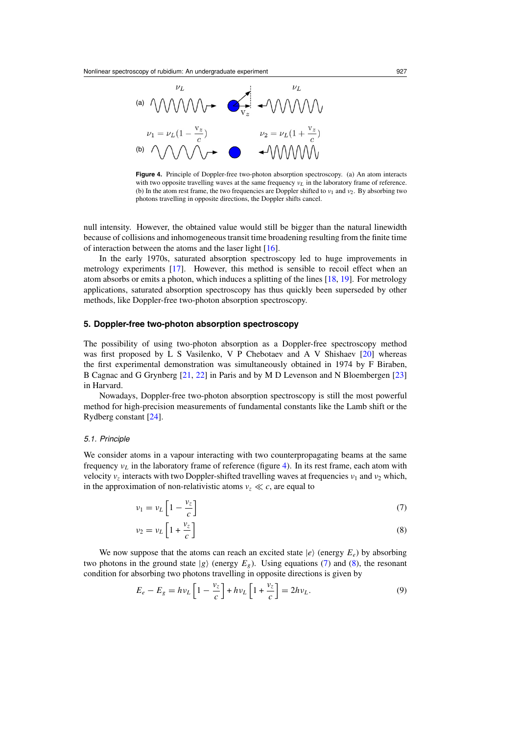(a) $\nu_L$ $\nu_L$ $v_z$

(b) $\nu_1 = \nu_L(1 - \frac{v_z}{c})$ $\nu_2 = \nu_L(1 + \frac{v_z}{c})$

**Figure 4.** Principle of Doppler-free two-photon absorption spectroscopy. (a) An atom interacts with two opposite travelling waves at the same frequency $\nu_L$ in the laboratory frame of reference. (b) In the atom rest frame, the two frequencies are Doppler shifted to $\nu_1$ and $\nu_2$. By absorbing two photons travelling in opposite directions, the Doppler shifts cancel.

null intensity. However, the obtained value would still be bigger than the natural linewidth because of collisions and inhomogeneous transit time broadening resulting from the finite time of interaction between the atoms and the laser light [16].

In the early 1970s, saturated absorption spectroscopy led to huge improvements in metrology experiments [17]. However, this method is sensible to recoil effect when an atom absorbs or emits a photon, which induces a splitting of the lines [18, 19]. For metrology applications, saturated absorption spectroscopy has thus quickly been superseded by other methods, like Doppler-free two-photon absorption spectroscopy.

## 5. Doppler-free two-photon absorption spectroscopy

The possibility of using two-photon absorption as a Doppler-free spectroscopy method was first proposed by L S Vasilenko, V P Chebotaev and A V Shishaev [20] whereas the first experimental demonstration was simultaneously obtained in 1974 by F Biraben, B Cagnac and G Grynberg [21, 22] in Paris and by M D Levenson and N Bloembergen [23] in Harvard.

Nowadays, Doppler-free two-photon absorption spectroscopy is still the most powerful method for high-precision measurements of fundamental constants like the Lamb shift or the Rydberg constant [24].

### *5.1. Principle*

We consider atoms in a vapour interacting with two counterpropagating beams at the same frequency $\nu_L$ in the laboratory frame of reference (figure 4). In its rest frame, each atom with velocity $v_z$ interacts with two Doppler-shifted travelling waves at frequencies $\nu_1$ and $\nu_2$ which, in the approximation of non-relativistic atoms $v_z \ll c$, are equal to

$$\nu_1 = \nu_L\left[1 - \frac{v_z}{c}\right] \tag{7}$$

$$\nu_2 = \nu_L\left[1 + \frac{v_z}{c}\right] \tag{8}$$

We now suppose that the atoms can reach an excited state $|e\rangle$ (energy $E_e$) by absorbing two photons in the ground state $|g\rangle$ (energy $E_g$). Using equations (7) and (8), the resonant condition for absorbing two photons travelling in opposite directions is given by

$$E_e - E_g = h\nu_L\left[1 - \frac{v_z}{c}\right] + h\nu_L\left[1 + \frac{v_z}{c}\right] = 2h\nu_L. \tag{9}$$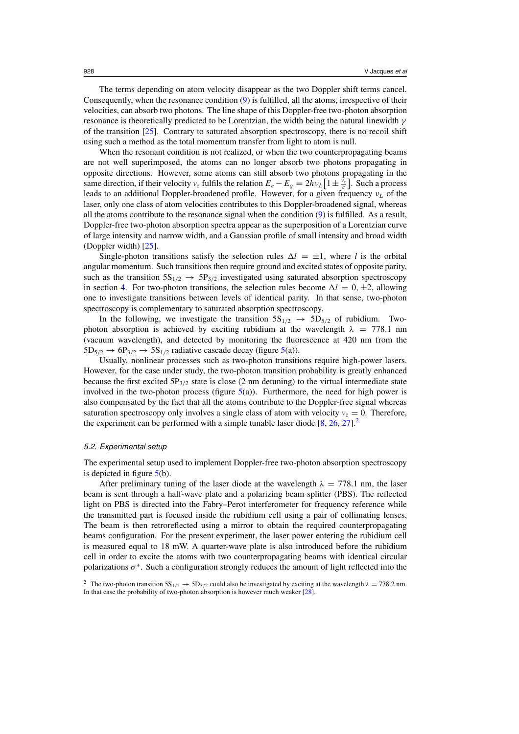The terms depending on atom velocity disappear as the two Doppler shift terms cancel. Consequently, when the resonance condition (9) is fulfilled, all the atoms, irrespective of their velocities, can absorb two photons. The line shape of this Doppler-free two-photon absorption resonance is theoretically predicted to be Lorentzian, the width being the natural linewidth $\gamma$ of the transition [25]. Contrary to saturated absorption spectroscopy, there is no recoil shift using such a method as the total momentum transfer from light to atom is null.

When the resonant condition is not realized, or when the two counterpropagating beams are not well superimposed, the atoms can no longer absorb two photons propagating in opposite directions. However, some atoms can still absorb two photons propagating in the same direction, if their velocity $v_z$ fulfils the relation $E_e - E_g = 2h\nu_L\left[1 \pm \frac{v_z}{c}\right]$. Such a process leads to an additional Doppler-broadened profile. However, for a given frequency $\nu_L$ of the laser, only one class of atom velocities contributes to this Doppler-broadened signal, whereas all the atoms contribute to the resonance signal when the condition (9) is fulfilled. As a result, Doppler-free two-photon absorption spectra appear as the superposition of a Lorentzian curve of large intensity and narrow width, and a Gaussian profile of small intensity and broad width (Doppler width) [25].

Single-photon transitions satisfy the selection rules $\Delta l = \pm 1$, where $l$ is the orbital angular momentum. Such transitions then require ground and excited states of opposite parity, such as the transition $5S_{1/2} \rightarrow 5P_{3/2}$ investigated using saturated absorption spectroscopy in section 4. For two-photon transitions, the selection rules become $\Delta l = 0, \pm 2$, allowing one to investigate transitions between levels of identical parity. In that sense, two-photon spectroscopy is complementary to saturated absorption spectroscopy.

In the following, we investigate the transition $5S_{1/2} \rightarrow 5D_{5/2}$ of rubidium. Two-photon absorption is achieved by exciting rubidium at the wavelength $\lambda = 778.1$ nm (vacuum wavelength), and detected by monitoring the fluorescence at 420 nm from the $5D_{5/2} \rightarrow 6P_{3/2} \rightarrow 5S_{1/2}$ radiative cascade decay (figure 5(a)).

Usually, nonlinear processes such as two-photon transitions require high-power lasers. However, for the case under study, the two-photon transition probability is greatly enhanced because the first excited $5P_{3/2}$ state is close (2 nm detuning) to the virtual intermediate state involved in the two-photon process (figure 5(a)). Furthermore, the need for high power is also compensated by the fact that all the atoms contribute to the Doppler-free signal whereas saturation spectroscopy only involves a single class of atom with velocity $v_z = 0$. Therefore, the experiment can be performed with a simple tunable laser diode [8, 26, 27].[2]

### 5.2. Experimental setup

The experimental setup used to implement Doppler-free two-photon absorption spectroscopy is depicted in figure 5(b).

After preliminary tuning of the laser diode at the wavelength $\lambda = 778.1$ nm, the laser beam is sent through a half-wave plate and a polarizing beam splitter (PBS). The reflected light on PBS is directed into the Fabry–Perot interferometer for frequency reference while the transmitted part is focused inside the rubidium cell using a pair of collimating lenses. The beam is then retroreflected using a mirror to obtain the required counterpropagating beams configuration. For the present experiment, the laser power entering the rubidium cell is measured equal to 18 mW. A quarter-wave plate is also introduced before the rubidium cell in order to excite the atoms with two counterpropagating beams with identical circular polarizations $\sigma^+$. Such a configuration strongly reduces the amount of light reflected into the

[2] The two-photon transition $5S_{1/2} \rightarrow 5D_{3/2}$ could also be investigated by exciting at the wavelength $\lambda = 778.2$ nm. In that case the probability of two-photon absorption is however much weaker [28].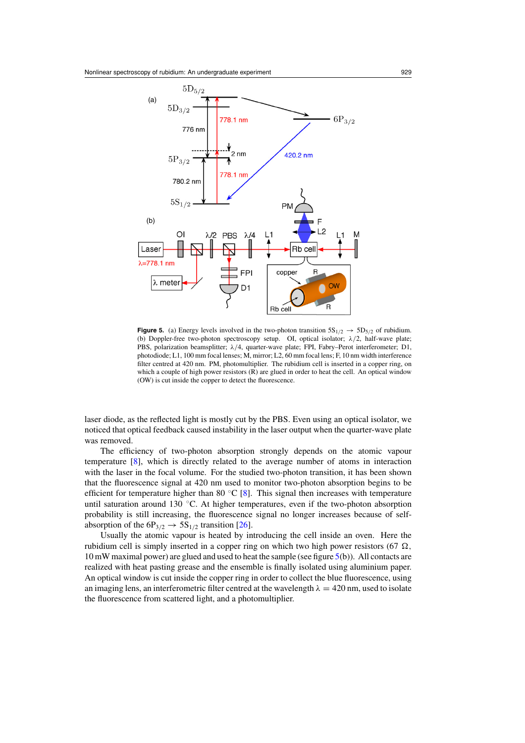(a)

$5D_{5/2}$

$5D_{3/2}$

776 nm

778.1 nm

$6P_{3/2}$

2 nm

420.2 nm

$5P_{3/2}$

778.1 nm

780.2 nm

$5S_{1/2}$

(b)

PM

F

L2

OI

λ/2

PBS

λ/4

L1

L1

M

Laser

Rb cell

λ=778.1 nm

FPI

D1

λ meter

copper

R

OW

Rb cell

R

**Figure 5.** (a) Energy levels involved in the two-photon transition $5S_{1/2} \rightarrow 5D_{5/2}$ of rubidium. (b) Doppler-free two-photon spectroscopy setup. OI, optical isolator; $\lambda/2$, half-wave plate; PBS, polarization beamsplitter; $\lambda/4$, quarter-wave plate; FPI, Fabry–Perot interferometer; D1, photodiode; L1, 100 mm focal lenses; M, mirror; L2, 60 mm focal lens; F, 10 nm width interference filter centred at 420 nm. PM, photomultiplier. The rubidium cell is inserted in a copper ring, on which a couple of high power resistors (R) are glued in order to heat the cell. An optical window (OW) is cut inside the copper to detect the fluorescence.

laser diode, as the reflected light is mostly cut by the PBS. Even using an optical isolator, we noticed that optical feedback caused instability in the laser output when the quarter-wave plate was removed.

The efficiency of two-photon absorption strongly depends on the atomic vapour temperature [8], which is directly related to the average number of atoms in interaction with the laser in the focal volume. For the studied two-photon transition, it has been shown that the fluorescence signal at 420 nm used to monitor two-photon absorption begins to be efficient for temperature higher than 80 °C [8]. This signal then increases with temperature until saturation around 130 °C. At higher temperatures, even if the two-photon absorption probability is still increasing, the fluorescence signal no longer increases because of self-absorption of the $6P_{3/2} \rightarrow 5S_{1/2}$ transition [26].

Usually the atomic vapour is heated by introducing the cell inside an oven. Here the rubidium cell is simply inserted in a copper ring on which two high power resistors (67 Ω, 10 mW maximal power) are glued and used to heat the sample (see figure 5(b)). All contacts are realized with heat pasting grease and the ensemble is finally isolated using aluminium paper. An optical window is cut inside the copper ring in order to collect the blue fluorescence, using an imaging lens, an interferometric filter centred at the wavelength $\lambda = 420$ nm, used to isolate the fluorescence from scattered light, and a photomultiplier.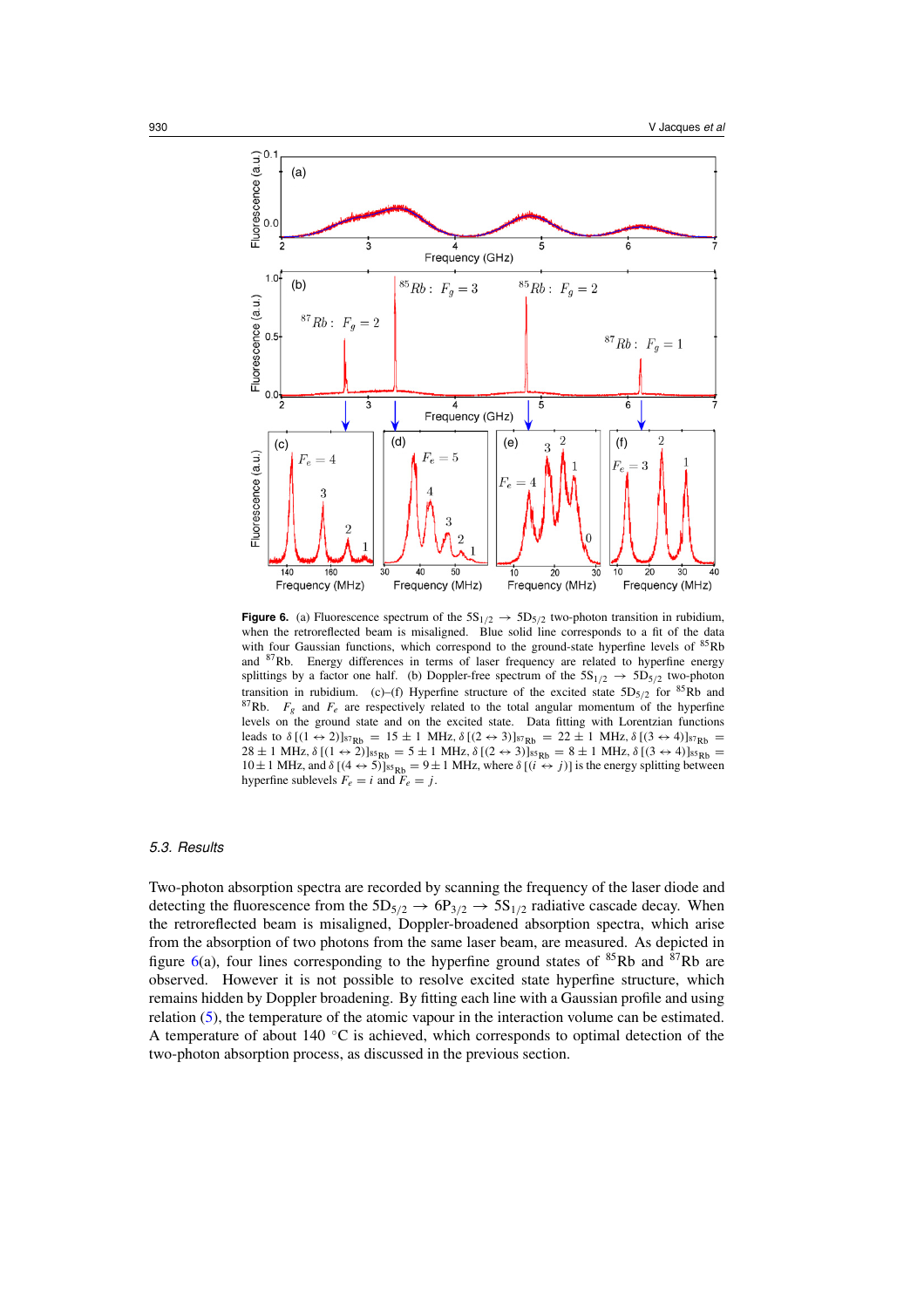(a)

Fluorescence (a.u.)

0.1

0.0

2 3 4 5 6 7

Frequency (GHz)

(b)

1.0

0.5

0.0

Fluorescence (a.u.)

$^{87}Rb: F_g = 2$

$^{85}Rb: F_g = 3$

$^{85}Rb: F_g = 2$

$^{87}Rb: F_g = 1$

2 3 4 5 6 7

Frequency (GHz)

(c) $F_e = 4$ 3 2 1

140 160

Frequency (MHz)

(d) $F_e = 5$ 4 3 2 1

30 40 50

Frequency (MHz)

(e) $F_e = 4$ 3 2 1 0

10 20 30

Frequency (MHz)

(f) $F_e = 3$ 2 1

10 20 30 40

Frequency (MHz)

Fluorescence (a.u.)

**Figure 6.** (a) Fluorescence spectrum of the $5S_{1/2} \rightarrow 5D_{5/2}$ two-photon transition in rubidium, when the retroreflected beam is misaligned. Blue solid line corresponds to a fit of the data with four Gaussian functions, which correspond to the ground-state hyperfine levels of $^{85}$Rb and $^{87}$Rb. Energy differences in terms of laser frequency are related to hyperfine energy splittings by a factor one half. (b) Doppler-free spectrum of the $5S_{1/2} \rightarrow 5D_{5/2}$ two-photon transition in rubidium. (c)–(f) Hyperfine structure of the excited state $5D_{5/2}$ for $^{85}$Rb and $^{87}$Rb. $F_g$ and $F_e$ are respectively related to the total angular momentum of the hyperfine levels on the ground state and on the excited state. Data fitting with Lorentzian functions leads to $\delta\left[(1 \leftrightarrow 2)\right]_{^{87}\mathrm{Rb}} = 15 \pm 1$ MHz, $\delta\left[(2 \leftrightarrow 3)\right]_{^{87}\mathrm{Rb}} = 22 \pm 1$ MHz, $\delta\left[(3 \leftrightarrow 4)\right]_{^{87}\mathrm{Rb}} = 28 \pm 1$ MHz, $\delta\left[(1 \leftrightarrow 2)\right]_{^{85}\mathrm{Rb}} = 5 \pm 1$ MHz, $\delta\left[(2 \leftrightarrow 3)\right]_{^{85}\mathrm{Rb}} = 8 \pm 1$ MHz, $\delta\left[(3 \leftrightarrow 4)\right]_{^{85}\mathrm{Rb}} = 10 \pm 1$ MHz, and $\delta\left[(4 \leftrightarrow 5)\right]_{^{85}\mathrm{Rb}} = 9 \pm 1$ MHz, where $\delta\left[(i \leftrightarrow j)\right]$ is the energy splitting between hyperfine sublevels $F_e = i$ and $F_e = j$.

### 5.3. Results

Two-photon absorption spectra are recorded by scanning the frequency of the laser diode and detecting the fluorescence from the $5D_{5/2} \rightarrow 6P_{3/2} \rightarrow 5S_{1/2}$ radiative cascade decay. When the retroreflected beam is misaligned, Doppler-broadened absorption spectra, which arise from the absorption of two photons from the same laser beam, are measured. As depicted in figure 6(a), four lines corresponding to the hyperfine ground states of $^{85}$Rb and $^{87}$Rb are observed. However it is not possible to resolve excited state hyperfine structure, which remains hidden by Doppler broadening. By fitting each line with a Gaussian profile and using relation (5), the temperature of the atomic vapour in the interaction volume can be estimated. A temperature of about 140 °C is achieved, which corresponds to optimal detection of the two-photon absorption process, as discussed in the previous section.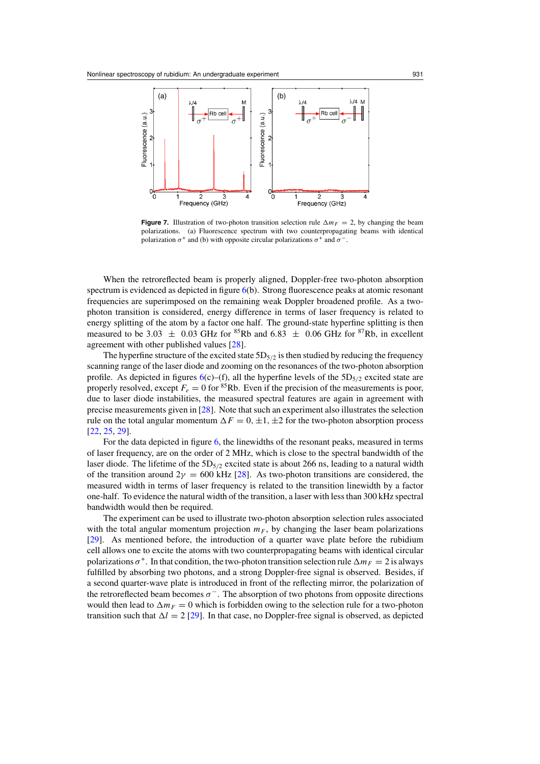(a)

λ/4

M

Rb cell

$\sigma^+$

$\sigma^+$

Fluorescence (a.u.)

0

1

2

3

0

1

2

3

4

Frequency (GHz)

(b)

λ/4

λ/4 M

Rb cell

$\sigma^+$

$\sigma^-$

Fluorescence (a.u.)

0

1

2

3

0

1

2

3

4

Frequency (GHz)

**Figure 7.** Illustration of two-photon transition selection rule $\Delta m_F = 2$, by changing the beam polarizations. (a) Fluorescence spectrum with two counterpropagating beams with identical polarization $\sigma^+$ and (b) with opposite circular polarizations $\sigma^+$ and $\sigma^-$.

When the retroreflected beam is properly aligned, Doppler-free two-photon absorption spectrum is evidenced as depicted in figure 6(b). Strong fluorescence peaks at atomic resonant frequencies are superimposed on the remaining weak Doppler broadened profile. As a two-photon transition is considered, energy difference in terms of laser frequency is related to energy splitting of the atom by a factor one half. The ground-state hyperfine splitting is then measured to be 3.03 ± 0.03 GHz for $^{85}$Rb and 6.83 ± 0.06 GHz for $^{87}$Rb, in excellent agreement with other published values [28].

The hyperfine structure of the excited state $5D_{5/2}$ is then studied by reducing the frequency scanning range of the laser diode and zooming on the resonances of the two-photon absorption profile. As depicted in figures 6(c)–(f), all the hyperfine levels of the $5D_{5/2}$ excited state are properly resolved, except $F_e = 0$ for $^{85}$Rb. Even if the precision of the measurements is poor, due to laser diode instabilities, the measured spectral features are again in agreement with precise measurements given in [28]. Note that such an experiment also illustrates the selection rule on the total angular momentum $\Delta F = 0, \pm 1, \pm 2$ for the two-photon absorption process [22, 25, 29].

For the data depicted in figure 6, the linewidths of the resonant peaks, measured in terms of laser frequency, are on the order of 2 MHz, which is close to the spectral bandwidth of the laser diode. The lifetime of the $5D_{5/2}$ excited state is about 266 ns, leading to a natural width of the transition around $2\gamma = 600$ kHz [28]. As two-photon transitions are considered, the measured width in terms of laser frequency is related to the transition linewidth by a factor one-half. To evidence the natural width of the transition, a laser with less than 300 kHz spectral bandwidth would then be required.

The experiment can be used to illustrate two-photon absorption selection rules associated with the total angular momentum projection $m_F$, by changing the laser beam polarizations [29]. As mentioned before, the introduction of a quarter wave plate before the rubidium cell allows one to excite the atoms with two counterpropagating beams with identical circular polarizations $\sigma^+$. In that condition, the two-photon transition selection rule $\Delta m_F = 2$ is always fulfilled by absorbing two photons, and a strong Doppler-free signal is observed. Besides, if a second quarter-wave plate is introduced in front of the reflecting mirror, the polarization of the retroreflected beam becomes $\sigma^-$. The absorption of two photons from opposite directions would then lead to $\Delta m_F = 0$ which is forbidden owing to the selection rule for a two-photon transition such that $\Delta l = 2$ [29]. In that case, no Doppler-free signal is observed, as depicted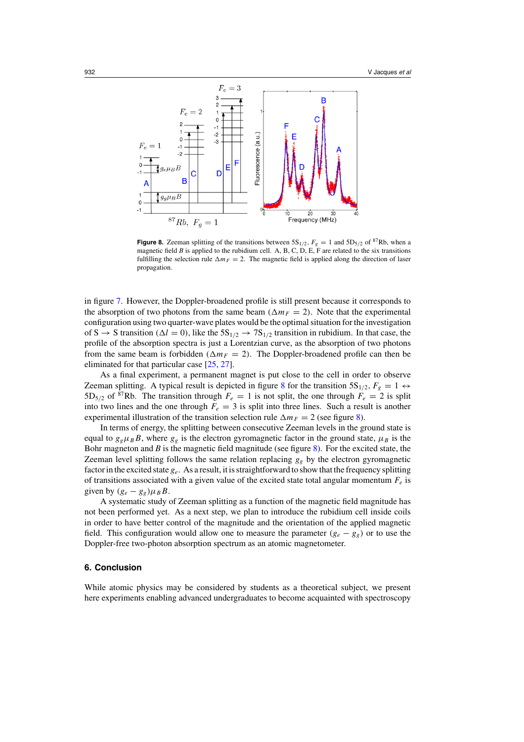$F_e = 3$

3
2
1
0
-1
-2
-3

$F_e = 2$

2
1
0
-1
-2

$F_e = 1$

1
0
-1

$g_e \mu_B B$

A B C D E F

1
0
-1

$g_g \mu_B B$

$^{87}Rb,\ F_g = 1$

Fluorescence (a.u.)

1

0

0 10 20 30 40

Frequency (MHz)

F E D C B A

**Figure 8.** Zeeman splitting of the transitions between $5S_{1/2}$, $F_g = 1$ and $5D_{5/2}$ of $^{87}$Rb, when a magnetic field $B$ is applied to the rubidium cell. A, B, C, D, E, F are related to the six transitions fulfilling the selection rule $\Delta m_F = 2$. The magnetic field is applied along the direction of laser propagation.

in figure 7. However, the Doppler-broadened profile is still present because it corresponds to the absorption of two photons from the same beam ($\Delta m_F = 2$). Note that the experimental configuration using two quarter-wave plates would be the optimal situation for the investigation of S → S transition ($\Delta l = 0$), like the $5S_{1/2} \rightarrow 7S_{1/2}$ transition in rubidium. In that case, the profile of the absorption spectra is just a Lorentzian curve, as the absorption of two photons from the same beam is forbidden ($\Delta m_F = 2$). The Doppler-broadened profile can then be eliminated for that particular case [25, 27].

As a final experiment, a permanent magnet is put close to the cell in order to observe Zeeman splitting. A typical result is depicted in figure 8 for the transition $5S_{1/2}$, $F_g = 1 \leftrightarrow 5D_{5/2}$ of $^{87}$Rb. The transition through $F_e = 1$ is not split, the one through $F_e = 2$ is split into two lines and the one through $F_e = 3$ is split into three lines. Such a result is another experimental illustration of the transition selection rule $\Delta m_F = 2$ (see figure 8).

In terms of energy, the splitting between consecutive Zeeman levels in the ground state is equal to $g_g \mu_B B$, where $g_g$ is the electron gyromagnetic factor in the ground state, $\mu_B$ is the Bohr magneton and $B$ is the magnetic field magnitude (see figure 8). For the excited state, the Zeeman level splitting follows the same relation replacing $g_g$ by the electron gyromagnetic factor in the excited state $g_e$. As a result, it is straightforward to show that the frequency splitting of transitions associated with a given value of the excited state total angular momentum $F_e$ is given by $(g_e - g_g)\mu_B B$.

A systematic study of Zeeman splitting as a function of the magnetic field magnitude has not been performed yet. As a next step, we plan to introduce the rubidium cell inside coils in order to have better control of the magnitude and the orientation of the applied magnetic field. This configuration would allow one to measure the parameter $(g_e - g_g)$ or to use the Doppler-free two-photon absorption spectrum as an atomic magnetometer.

## 6. Conclusion

While atomic physics may be considered by students as a theoretical subject, we present here experiments enabling advanced undergraduates to become acquainted with spectroscopy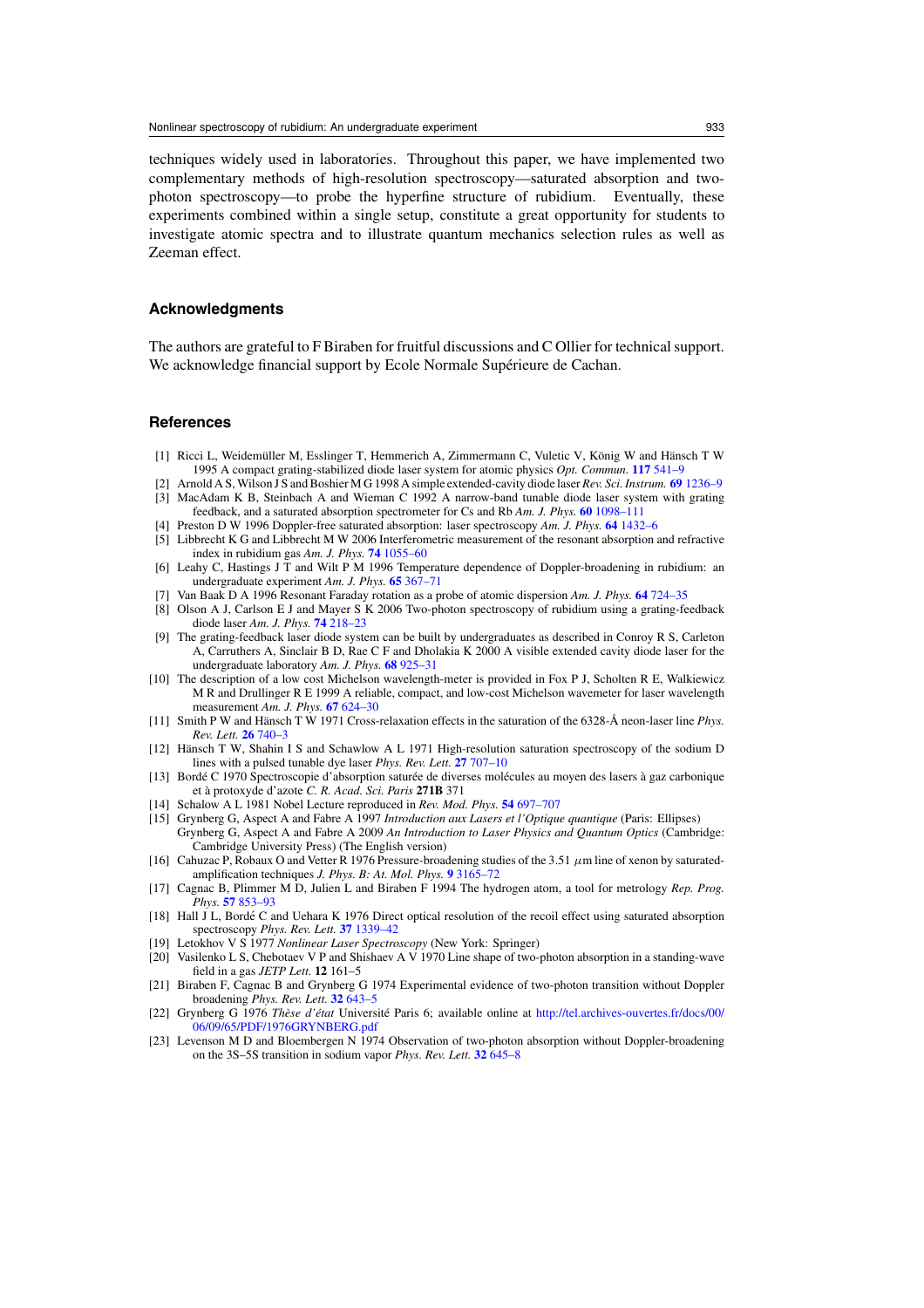techniques widely used in laboratories. Throughout this paper, we have implemented two complementary methods of high-resolution spectroscopy—saturated absorption and two-photon spectroscopy—to probe the hyperfine structure of rubidium. Eventually, these experiments combined within a single setup, constitute a great opportunity for students to investigate atomic spectra and to illustrate quantum mechanics selection rules as well as Zeeman effect.

## Acknowledgments

The authors are grateful to F Biraben for fruitful discussions and C Ollier for technical support. We acknowledge financial support by Ecole Normale Supérieure de Cachan.

## References

[1] Ricci L, Weidemüller M, Esslinger T, Hemmerich A, Zimmermann C, Vuletic V, König W and Hänsch T W 1995 A compact grating-stabilized diode laser system for atomic physics *Opt. Commun.* **117** 541–9

[2] Arnold A S, Wilson J S and Boshier M G 1998 A simple extended-cavity diode laser *Rev. Sci. Instrum.* **69** 1236–9

[3] MacAdam K B, Steinbach A and Wieman C 1992 A narrow-band tunable diode laser system with grating feedback, and a saturated absorption spectrometer for Cs and Rb *Am. J. Phys.* **60** 1098–111

[4] Preston D W 1996 Doppler-free saturated absorption: laser spectroscopy *Am. J. Phys.* **64** 1432–6

[5] Libbrecht K G and Libbrecht M W 2006 Interferometric measurement of the resonant absorption and refractive index in rubidium gas *Am. J. Phys.* **74** 1055–60

[6] Leahy C, Hastings J T and Wilt P M 1996 Temperature dependence of Doppler-broadening in rubidium: an undergraduate experiment *Am. J. Phys.* **65** 367–71

[7] Van Baak D A 1996 Resonant Faraday rotation as a probe of atomic dispersion *Am. J. Phys.* **64** 724–35

[8] Olson A J, Carlson E J and Mayer S K 2006 Two-photon spectroscopy of rubidium using a grating-feedback diode laser *Am. J. Phys.* **74** 218–23

[9] The grating-feedback laser diode system can be built by undergraduates as described in Conroy R S, Carleton A, Carruthers A, Sinclair B D, Rae C F and Dholakia K 2000 A visible extended cavity diode laser for the undergraduate laboratory *Am. J. Phys.* **68** 925–31

[10] The description of a low cost Michelson wavelength-meter is provided in Fox P J, Scholten R E, Walkiewicz M R and Drullinger R E 1999 A reliable, compact, and low-cost Michelson wavemeter for laser wavelength measurement *Am. J. Phys.* **67** 624–30

[11] Smith P W and Hänsch T W 1971 Cross-relaxation effects in the saturation of the 6328-Å neon-laser line *Phys. Rev. Lett.* **26** 740–3

[12] Hänsch T W, Shahin I S and Schawlow A L 1971 High-resolution saturation spectroscopy of the sodium D lines with a pulsed tunable dye laser *Phys. Rev. Lett.* **27** 707–10

[13] Bordé C 1970 Spectroscopie d'absorption saturée de diverses molécules au moyen des lasers à gaz carbonique et à protoxyde d'azote *C. R. Acad. Sci. Paris* **271B** 371

[14] Schalow A L 1981 Nobel Lecture reproduced in *Rev. Mod. Phys.* **54** 697–707

[15] Grynberg G, Aspect A and Fabre A 1997 *Introduction aux Lasers et l'Optique quantique* (Paris: Ellipses) Grynberg G, Aspect A and Fabre A 2009 *An Introduction to Laser Physics and Quantum Optics* (Cambridge: Cambridge University Press) (The English version)

[16] Cahuzac P, Robaux O and Vetter R 1976 Pressure-broadening studies of the 3.51 $\mu$m line of xenon by saturated-amplification techniques *J. Phys. B: At. Mol. Phys.* **9** 3165–72

[17] Cagnac B, Plimmer M D, Julien L and Biraben F 1994 The hydrogen atom, a tool for metrology *Rep. Prog. Phys.* **57** 853–93

[18] Hall J L, Bordé C and Uehara K 1976 Direct optical resolution of the recoil effect using saturated absorption spectroscopy *Phys. Rev. Lett.* **37** 1339–42

[19] Letokhov V S 1977 *Nonlinear Laser Spectroscopy* (New York: Springer)

[20] Vasilenko L S, Chebotaev V P and Shishaev A V 1970 Line shape of two-photon absorption in a standing-wave field in a gas *JETP Lett.* **12** 161–5

[21] Biraben F, Cagnac B and Grynberg G 1974 Experimental evidence of two-photon transition without Doppler broadening *Phys. Rev. Lett.* **32** 643–5

[22] Grynberg G 1976 *Thèse d'état* Université Paris 6; available online at http://tel.archives-ouvertes.fr/docs/00/06/09/65/PDF/1976GRYNBERG.pdf

[23] Levenson M D and Bloembergen N 1974 Observation of two-photon absorption without Doppler-broadening on the 3S–5S transition in sodium vapor *Phys. Rev. Lett.* **32** 645–8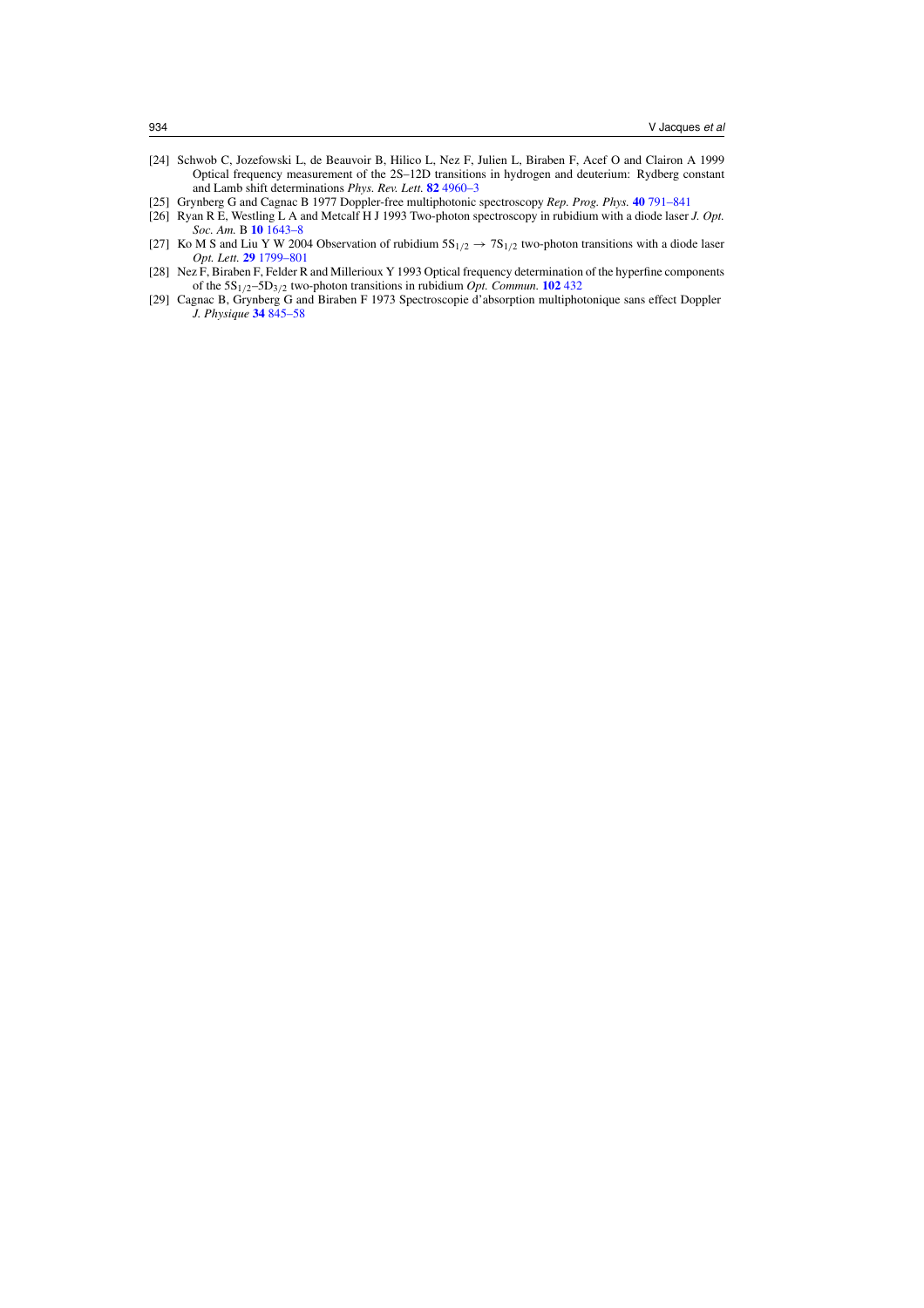[24] Schwob C, Jozefowski L, de Beauvoir B, Hilico L, Nez F, Julien L, Biraben F, Acef O and Clairon A 1999 Optical frequency measurement of the 2S–12D transitions in hydrogen and deuterium: Rydberg constant and Lamb shift determinations *Phys. Rev. Lett.* **82** 4960–3

[25] Grynberg G and Cagnac B 1977 Doppler-free multiphotonic spectroscopy *Rep. Prog. Phys.* **40** 791–841

[26] Ryan R E, Westling L A and Metcalf H J 1993 Two-photon spectroscopy in rubidium with a diode laser *J. Opt. Soc. Am.* B **10** 1643–8

[27] Ko M S and Liu Y W 2004 Observation of rubidium $5S_{1/2} \rightarrow 7S_{1/2}$ two-photon transitions with a diode laser *Opt. Lett.* **29** 1799–801

[28] Nez F, Biraben F, Felder R and Millerioux Y 1993 Optical frequency determination of the hyperfine components of the $5S_{1/2}$–$5D_{3/2}$ two-photon transitions in rubidium *Opt. Commun.* **102** 432

[29] Cagnac B, Grynberg G and Biraben F 1973 Spectroscopie d'absorption multiphotonique sans effect Doppler *J. Physique* **34** 845–58